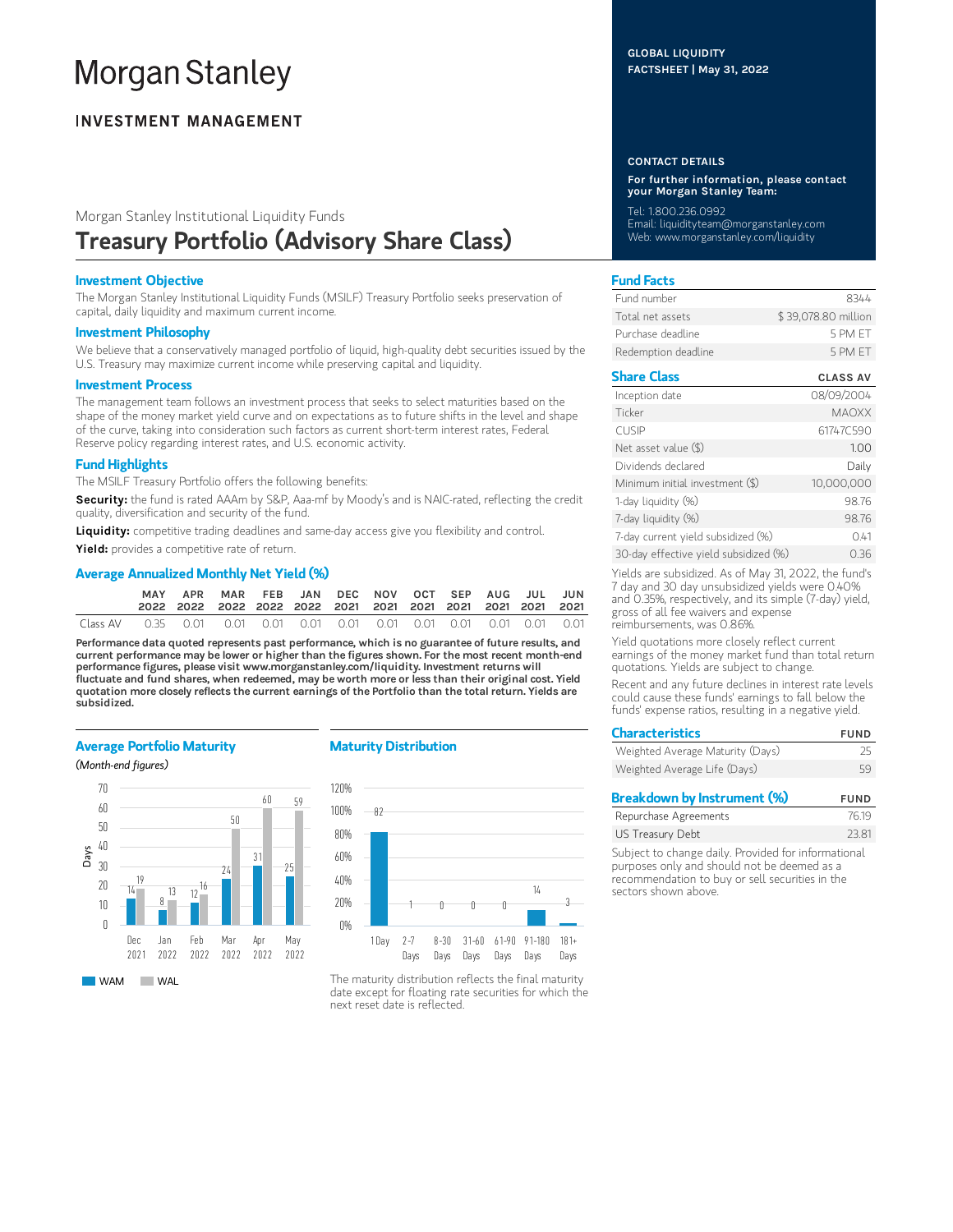# Morgan Stanley

**INVESTMENT MANAGEMENT**

**GLOBAL LIQUIDITY FACTSHEET | May 31, 2022**

Morgan Stanley Institutional Liquidity Funds

# Treasury Portfolio (Advisory Share Class)

### Investment Objective

The Morgan Stanley Institutional Liquidity Funds (MSILF) Treasury Portfolio seeks preservation of capital, daily liquidity and maximum current income.

### Investment Philosophy

We believe that a conservatively managed portfolio of liquid, high-quality debt securities issued by the U.S. Treasury may maximize current income while preserving capital and liquidity.

### Investment Process

The management team follows an investment process that seeks to select maturities based on the shape of the money market yield curve and on expectations as to future shifts in the level and shape of the curve, taking into consideration such factors as current short-term interest rates, Federal Reserve policy regarding interest rates, and U.S. economic activity.

### Fund Highlights

The MSILF Treasury Portfolio offers the following benefits:

**Security:** the fund is rated AAAm by S&P, Aaa-mf by Moody's and is NAIC-rated, reflecting the credit quality, diversification and security of the fund.

**Liquidity:** competitive trading deadlines and same-day access give you flexibility and control.

**Yield:** provides a competitive rate of return.

### Average Annualized Monthly Net Yield (%)

| | MAY 2022 | APR 2022 | MAR 2022 | FEB 2022 | JAN 2022 | DEC 2021 | NOV 2021 | OCT 2021 | SEP 2021 | AUG 2021 | JUL 2021 | JUN 2021 |
|---|---|---|---|---|---|---|---|---|---|---|---|---|
| Class AV | 0.35 | 0.01 | 0.01 | 0.01 | 0.01 | 0.01 | 0.01 | 0.01 | 0.01 | 0.01 | 0.01 | 0.01 |

**Performance data quoted represents past performance, which is no guarantee of future results, and current performance may be lower or higher than the figures shown. For the most recent month-end performance figures, please visit www.morganstanley.com/liquidity. Investment returns will fluctuate and fund shares, when redeemed, may be worth more or less than their original cost. Yield quotation more closely reflects the current earnings of the Portfolio than the total return. Yields are subsidized.**

### Average Portfolio Maturity

*(Month-end figures)*

| Days | Dec 2021 | Jan 2022 | Feb 2022 | Mar 2022 | Apr 2022 | May 2022 |
|---|---|---|---|---|---|---|
| WAM | 14 | 8 | 12 | 24 | 31 | 25 |
| WAL | 19 | 13 | 16 | 50 | 60 | 59 |

### Maturity Distribution

| 1 Day | 2-7 Days | 8-30 Days | 31-60 Days | 61-90 Days | 91-180 Days | 181+ Days |
|---|---|---|---|---|---|---|
| 82 | 1 | 0 | 0 | 0 | 14 | 3 |

The maturity distribution reflects the final maturity date except for floating rate securities for which the next reset date is reflected.

### CONTACT DETAILS

**For further information, please contact your Morgan Stanley Team:**

Tel: 1.800.236.0992
Email: liquidityteam@morganstanley.com
Web: www.morganstanley.com/liquidity

### Fund Facts

| | |
|---|---|
| Fund number | 8344 |
| Total net assets | $ 39,078.80 million |
| Purchase deadline | 5 PM ET |
| Redemption deadline | 5 PM ET |

### Share Class

| | CLASS AV |
|---|---|
| Inception date | 08/09/2004 |
| Ticker | MAOXX |
| CUSIP | 61747C590 |
| Net asset value ($) | 1.00 |
| Dividends declared | Daily |
| Minimum initial investment ($) | 10,000,000 |
| 1-day liquidity (%) | 98.76 |
| 7-day liquidity (%) | 98.76 |
| 7-day current yield subsidized (%) | 0.41 |
| 30-day effective yield subsidized (%) | 0.36 |

Yields are subsidized. As of May 31, 2022, the fund's 7 day and 30 day unsubsidized yields were 0.40% and 0.35%, respectively, and its simple (7-day) yield, gross of all fee waivers and expense reimbursements, was 0.86%.

Yield quotations more closely reflect current earnings of the money market fund than total return quotations. Yields are subject to change.

Recent and any future declines in interest rate levels could cause these funds' earnings to fall below the funds' expense ratios, resulting in a negative yield.

### Characteristics

| | FUND |
|---|---|
| Weighted Average Maturity (Days) | 25 |
| Weighted Average Life (Days) | 59 |

### Breakdown by Instrument (%)

| | FUND |
|---|---|
| Repurchase Agreements | 76.19 |
| US Treasury Debt | 23.81 |

Subject to change daily. Provided for informational purposes only and should not be deemed as a recommendation to buy or sell securities in the sectors shown above.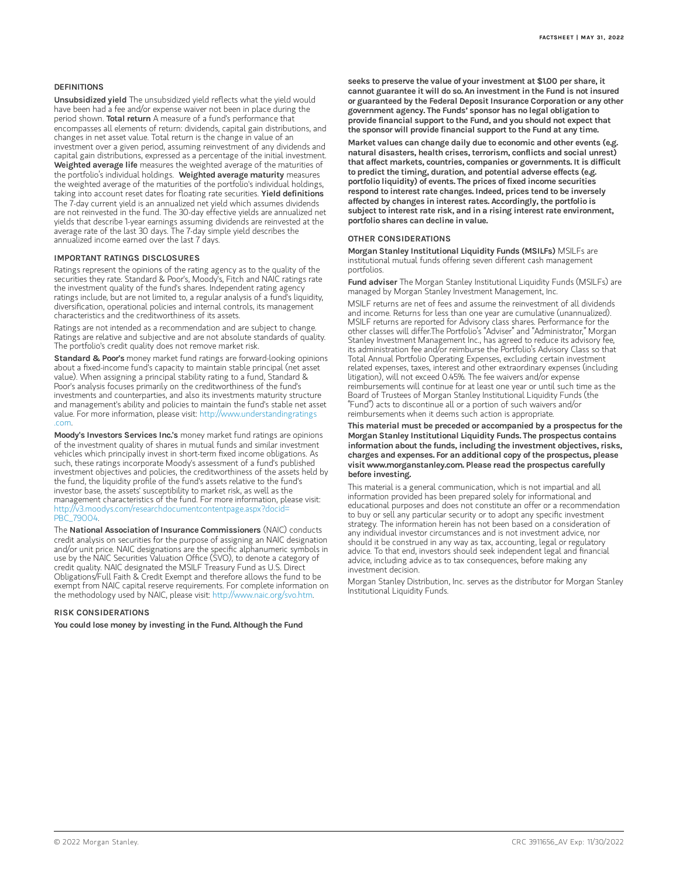## DEFINITIONS

**Unsubsidized yield** The unsubsidized yield reflects what the yield would have been had a fee and/or expense waiver not been in place during the period shown. **Total return** A measure of a fund's performance that encompasses all elements of return: dividends, capital gain distributions, and changes in net asset value. Total return is the change in value of an investment over a given period, assuming reinvestment of any dividends and capital gain distributions, expressed as a percentage of the initial investment. **Weighted average life** measures the weighted average of the maturities of the portfolio's individual holdings. **Weighted average maturity** measures the weighted average of the maturities of the portfolio's individual holdings, taking into account reset dates for floating rate securities. **Yield definitions** The 7-day current yield is an annualized net yield which assumes dividends are not reinvested in the fund. The 30-day effective yields are annualized net yields that describe 1-year earnings assuming dividends are reinvested at the average rate of the last 30 days. The 7-day simple yield describes the annualized income earned over the last 7 days.

## IMPORTANT RATINGS DISCLOSURES

Ratings represent the opinions of the rating agency as to the quality of the securities they rate. Standard & Poor's, Moody's, Fitch and NAIC ratings rate the investment quality of the fund's shares. Independent rating agency ratings include, but are not limited to, a regular analysis of a fund's liquidity, diversification, operational policies and internal controls, its management characteristics and the creditworthiness of its assets.

Ratings are not intended as a recommendation and are subject to change. Ratings are relative and subjective and are not absolute standards of quality. The portfolio's credit quality does not remove market risk.

**Standard & Poor's** money market fund ratings are forward-looking opinions about a fixed-income fund's capacity to maintain stable principal (net asset value). When assigning a principal stability rating to a fund, Standard & Poor's analysis focuses primarily on the creditworthiness of the fund's investments and counterparties, and also its investments maturity structure and management's ability and policies to maintain the fund's stable net asset value. For more information, please visit: http://www.understandingratings.com.

**Moody's Investors Services Inc.'s** money market fund ratings are opinions of the investment quality of shares in mutual funds and similar investment vehicles which principally invest in short-term fixed income obligations. As such, these ratings incorporate Moody's assessment of a fund's published investment objectives and policies, the creditworthiness of the assets held by the fund, the liquidity profile of the fund's assets relative to the fund's investor base, the assets' susceptibility to market risk, as well as the management characteristics of the fund. For more information, please visit: http://v3.moodys.com/researchdocumentcontentpage.aspx?docid=PBC_79004.

The **National Association of Insurance Commissioners** (NAIC) conducts credit analysis on securities for the purpose of assigning an NAIC designation and/or unit price. NAIC designations are the specific alphanumeric symbols in use by the NAIC Securities Valuation Office (SVO), to denote a category of credit quality. NAIC designated the MSILF Treasury Fund as U.S. Direct Obligations/Full Faith & Credit Exempt and therefore allows the fund to be exempt from NAIC capital reserve requirements. For complete information on the methodology used by NAIC, please visit: http://www.naic.org/svo.htm.

## RISK CONSIDERATIONS

**You could lose money by investing in the Fund. Although the Fund seeks to preserve the value of your investment at $1.00 per share, it cannot guarantee it will do so. An investment in the Fund is not insured or guaranteed by the Federal Deposit Insurance Corporation or any other government agency. The Funds' sponsor has no legal obligation to provide financial support to the Fund, and you should not expect that the sponsor will provide financial support to the Fund at any time.**

**Market values can change daily due to economic and other events (e.g. natural disasters, health crises, terrorism, conflicts and social unrest) that affect markets, countries, companies or governments. It is difficult to predict the timing, duration, and potential adverse effects (e.g. portfolio liquidity) of events. The prices of fixed income securities respond to interest rate changes. Indeed, prices tend to be inversely affected by changes in interest rates. Accordingly, the portfolio is subject to interest rate risk, and in a rising interest rate environment, portfolio shares can decline in value.**

## OTHER CONSIDERATIONS

**Morgan Stanley Institutional Liquidity Funds (MSILFs)** MSILFs are institutional mutual funds offering seven different cash management portfolios.

**Fund adviser** The Morgan Stanley Institutional Liquidity Funds (MSILFs) are managed by Morgan Stanley Investment Management, Inc.

MSILF returns are net of fees and assume the reinvestment of all dividends and income. Returns for less than one year are cumulative (unannualized). MSILF returns are reported for Advisory class shares. Performance for the other classes will differ.The Portfolio's "Adviser" and "Administrator," Morgan Stanley Investment Management Inc., has agreed to reduce its advisory fee, its administration fee and/or reimburse the Portfolio's Advisory Class so that Total Annual Portfolio Operating Expenses, excluding certain investment related expenses, taxes, interest and other extraordinary expenses (including litigation), will not exceed 0.45%. The fee waivers and/or expense reimbursements will continue for at least one year or until such time as the Board of Trustees of Morgan Stanley Institutional Liquidity Funds (the "Fund") acts to discontinue all or a portion of such waivers and/or reimbursements when it deems such action is appropriate.

**This material must be preceded or accompanied by a prospectus for the Morgan Stanley Institutional Liquidity Funds. The prospectus contains information about the funds, including the investment objectives, risks, charges and expenses. For an additional copy of the prospectus, please visit www.morganstanley.com. Please read the prospectus carefully before investing.**

This material is a general communication, which is not impartial and all information provided has been prepared solely for informational and educational purposes and does not constitute an offer or a recommendation to buy or sell any particular security or to adopt any specific investment strategy. The information herein has not been based on a consideration of any individual investor circumstances and is not investment advice, nor should it be construed in any way as tax, accounting, legal or regulatory advice. To that end, investors should seek independent legal and financial advice, including advice as to tax consequences, before making any investment decision.

Morgan Stanley Distribution, Inc. serves as the distributor for Morgan Stanley Institutional Liquidity Funds.

© 2022 Morgan Stanley. CRC 3911656_AV Exp: 11/30/2022